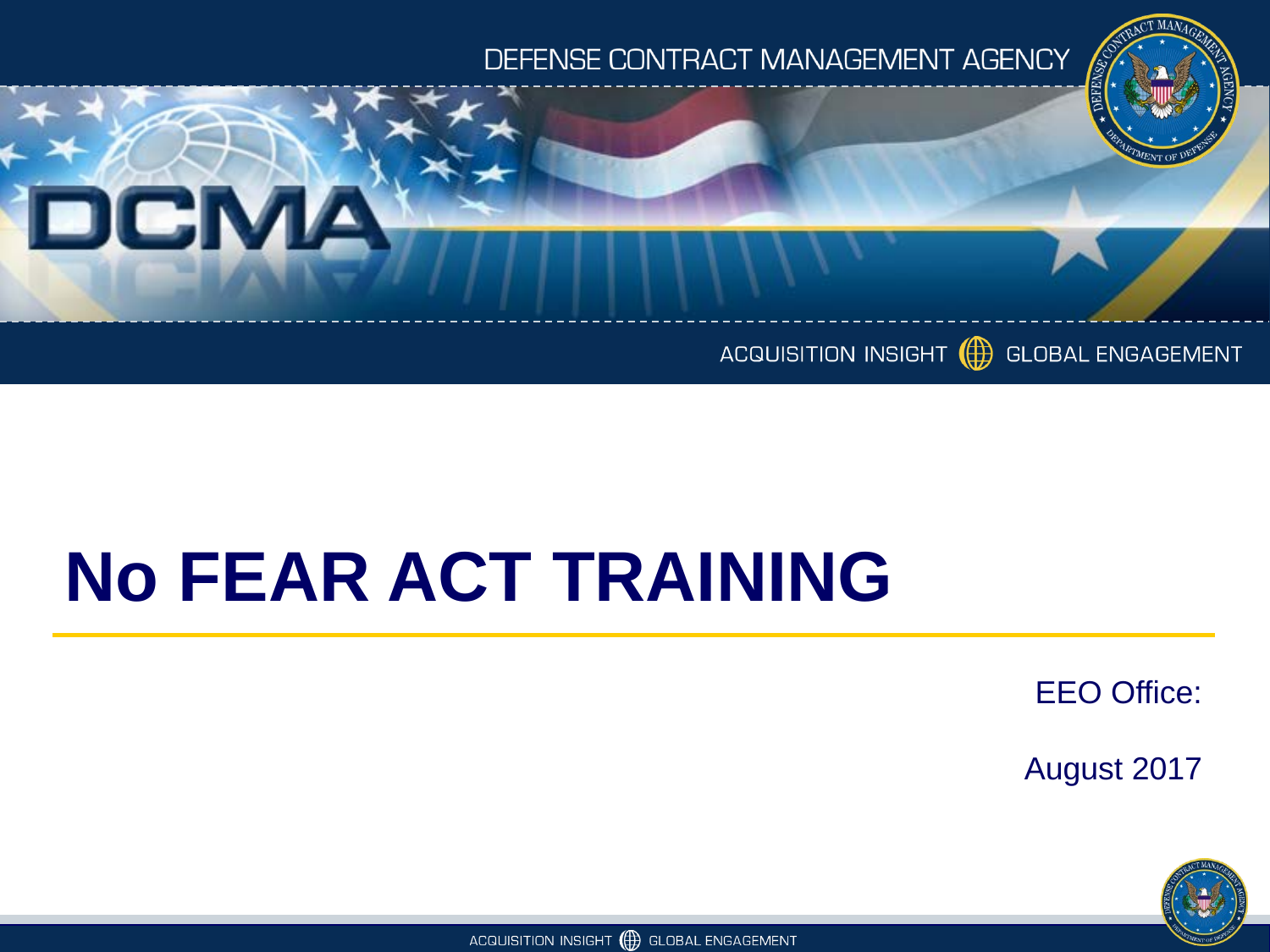DEFENSE CONTRACT MANAGEMENT AGENCY

DCMA

ACQUISITION INSIGHT GLOBAL ENGAGEMENT

# No FEAR ACT TRAINING

EEO Office:

August 2017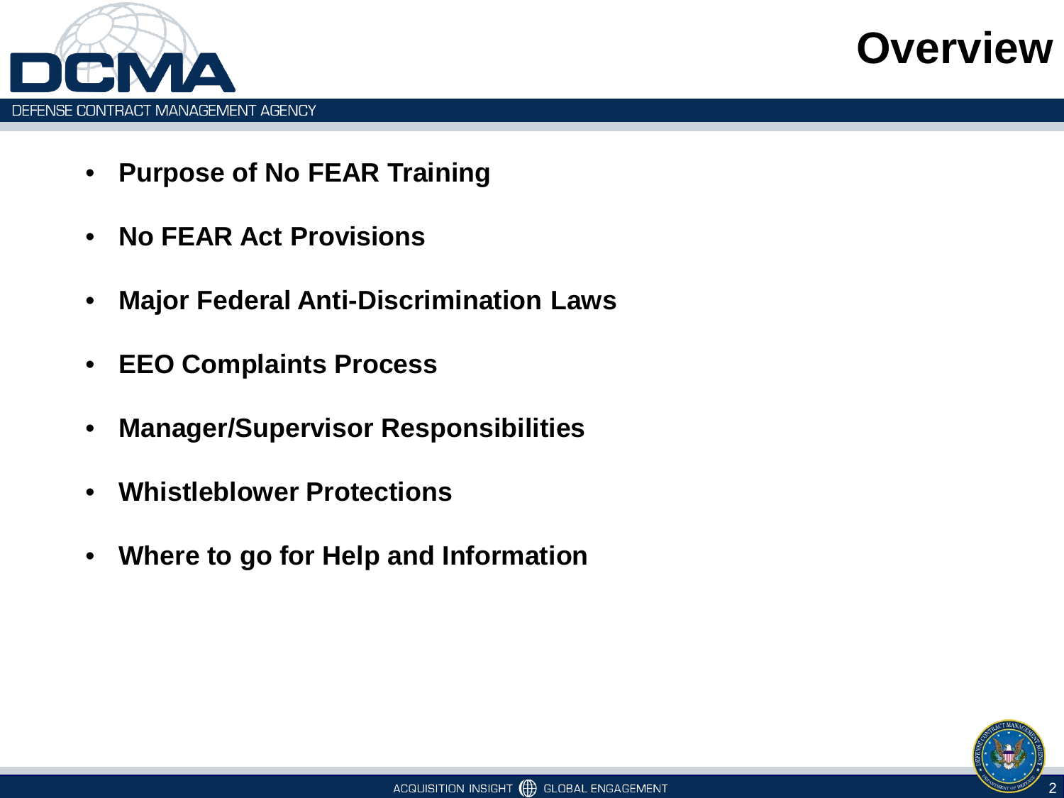# Overview

- **Purpose of No FEAR Training**
- **No FEAR Act Provisions**
- **Major Federal Anti-Discrimination Laws**
- **EEO Complaints Process**
- **Manager/Supervisor Responsibilities**
- **Whistleblower Protections**
- **Where to go for Help and Information**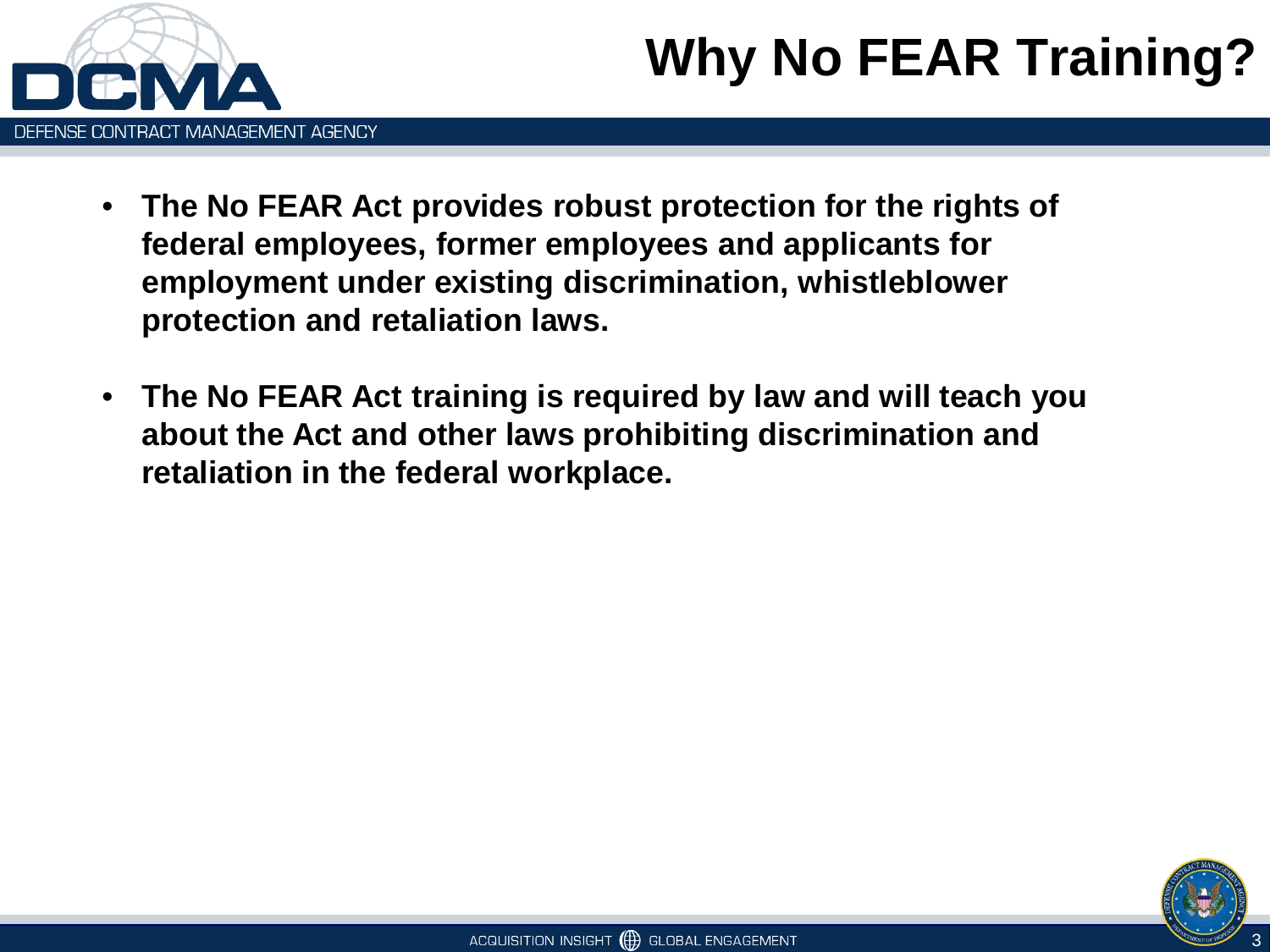# Why No FEAR Training?

- **The No FEAR Act provides robust protection for the rights of federal employees, former employees and applicants for employment under existing discrimination, whistleblower protection and retaliation laws.**

- **The No FEAR Act training is required by law and will teach you about the Act and other laws prohibiting discrimination and retaliation in the federal workplace.**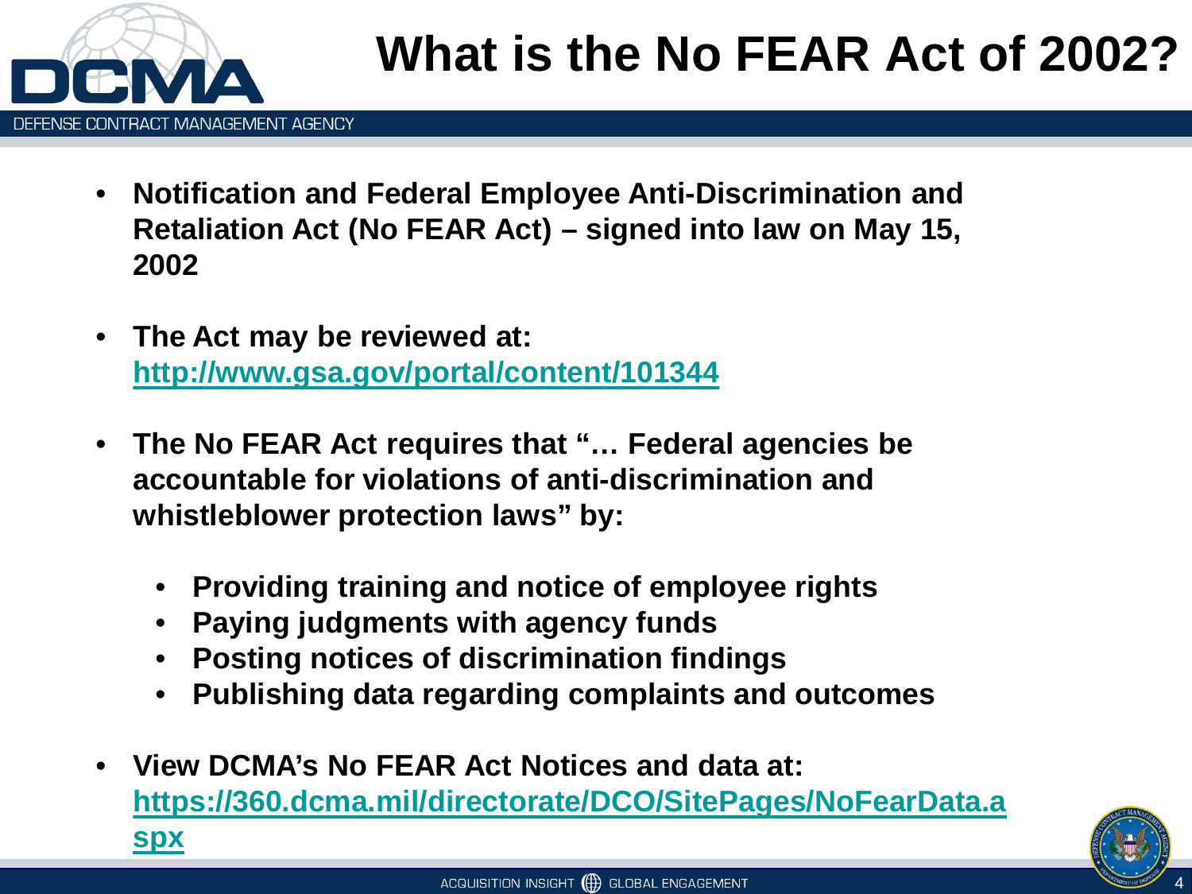# What is the No FEAR Act of 2002?

- **Notification and Federal Employee Anti-Discrimination and Retaliation Act (No FEAR Act) – signed into law on May 15, 2002**
- **The Act may be reviewed at: http://www.gsa.gov/portal/content/101344**
- **The No FEAR Act requires that "… Federal agencies be accountable for violations of anti-discrimination and whistleblower protection laws" by:**
  - **Providing training and notice of employee rights**
  - **Paying judgments with agency funds**
  - **Posting notices of discrimination findings**
  - **Publishing data regarding complaints and outcomes**
- **View DCMA's No FEAR Act Notices and data at: https://360.dcma.mil/directorate/DCO/SitePages/NoFearData.aspx**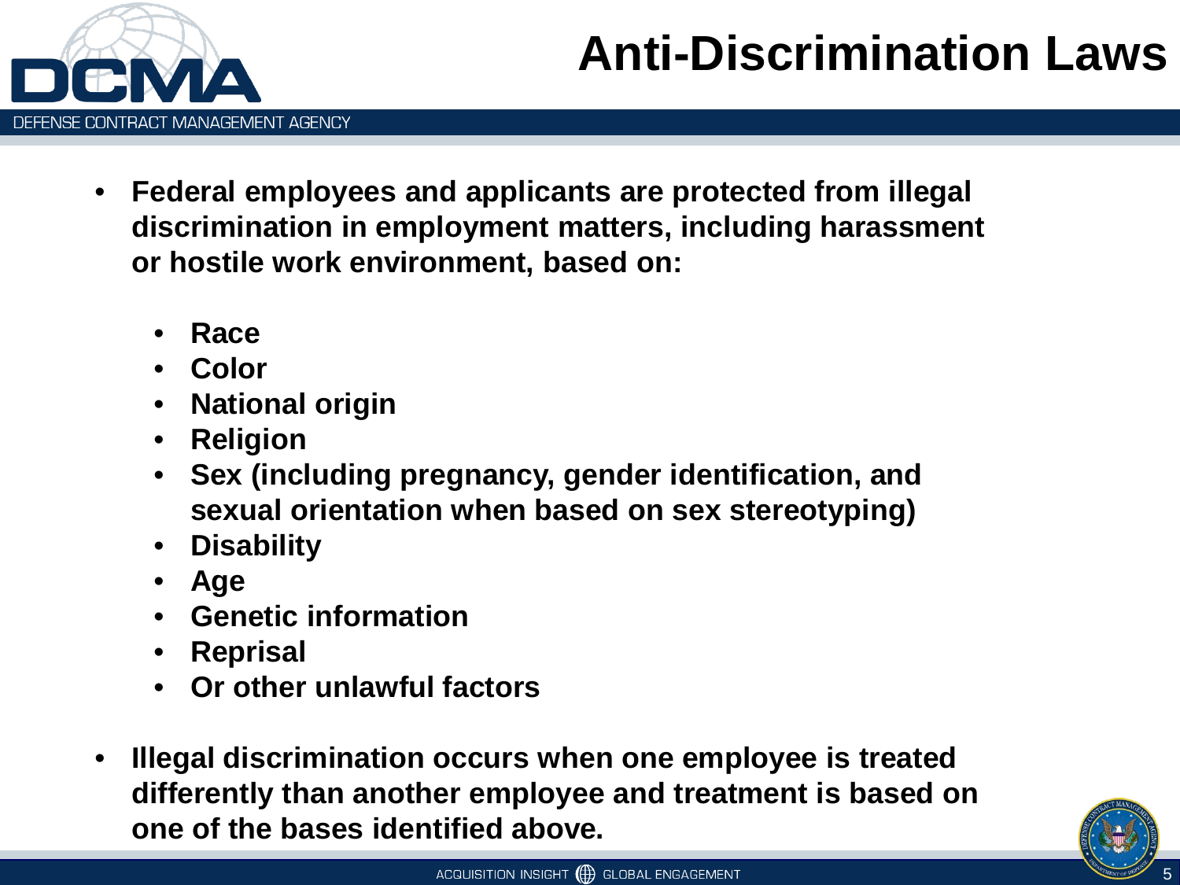# Anti-Discrimination Laws

- **Federal employees and applicants are protected from illegal discrimination in employment matters, including harassment or hostile work environment, based on:**
  - **Race**
  - **Color**
  - **National origin**
  - **Religion**
  - **Sex (including pregnancy, gender identification, and sexual orientation when based on sex stereotyping)**
  - **Disability**
  - **Age**
  - **Genetic information**
  - **Reprisal**
  - **Or other unlawful factors**
- **Illegal discrimination occurs when one employee is treated differently than another employee and treatment is based on one of the bases identified above.**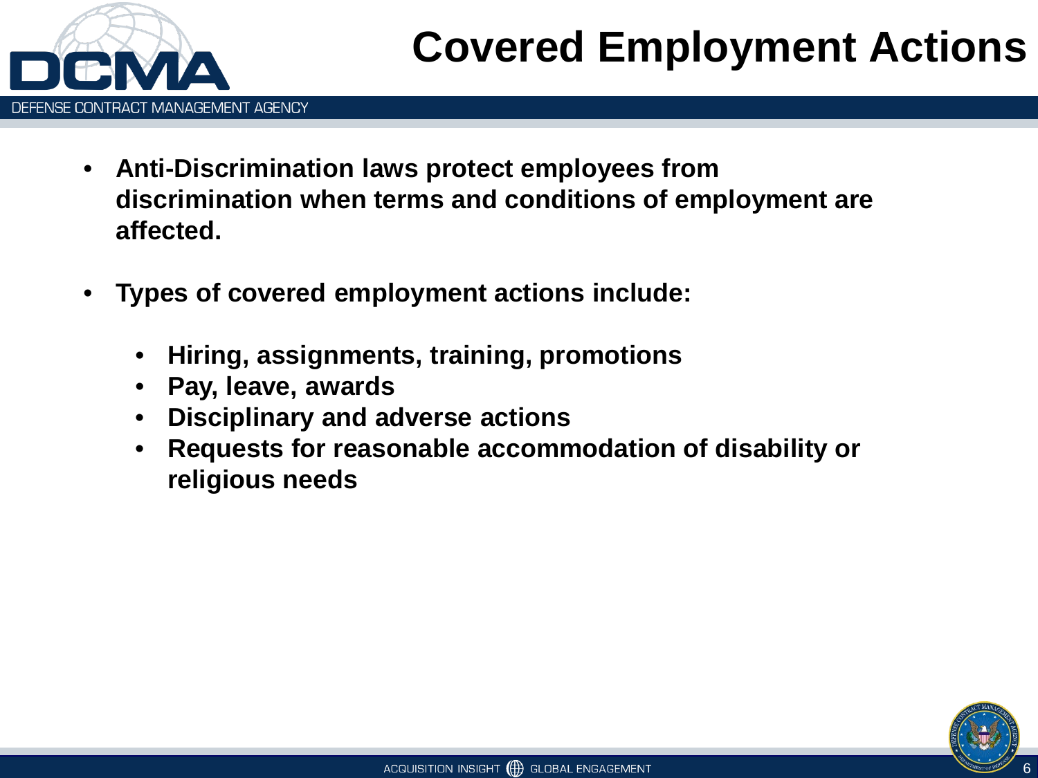# Covered Employment Actions

- **Anti-Discrimination laws protect employees from discrimination when terms and conditions of employment are affected.**

- **Types of covered employment actions include:**

  - **Hiring, assignments, training, promotions**
  - **Pay, leave, awards**
  - **Disciplinary and adverse actions**
  - **Requests for reasonable accommodation of disability or religious needs**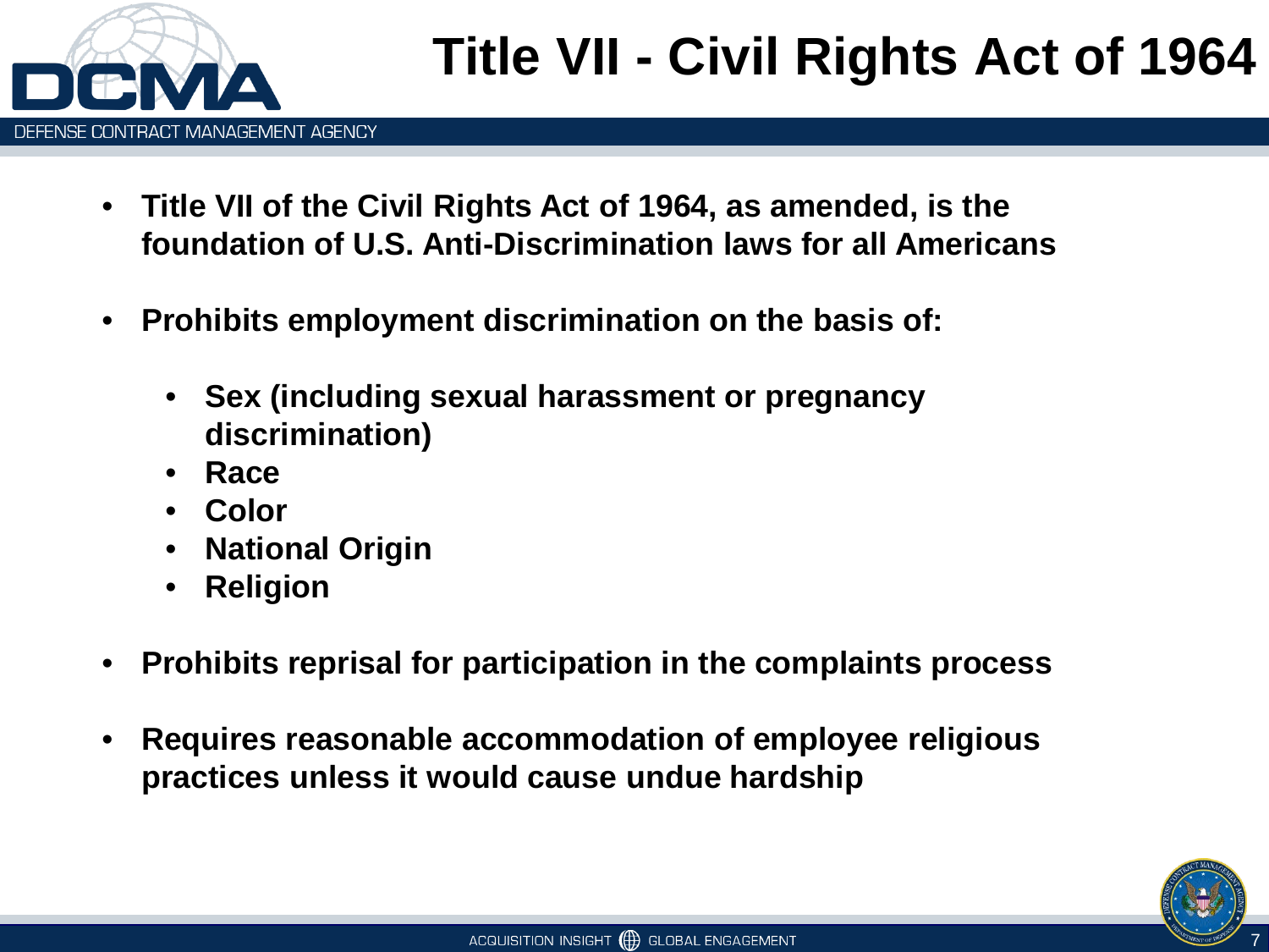# Title VII - Civil Rights Act of 1964

- **Title VII of the Civil Rights Act of 1964, as amended, is the foundation of U.S. Anti-Discrimination laws for all Americans**
- **Prohibits employment discrimination on the basis of:**
  - **Sex (including sexual harassment or pregnancy discrimination)**
  - **Race**
  - **Color**
  - **National Origin**
  - **Religion**
- **Prohibits reprisal for participation in the complaints process**
- **Requires reasonable accommodation of employee religious practices unless it would cause undue hardship**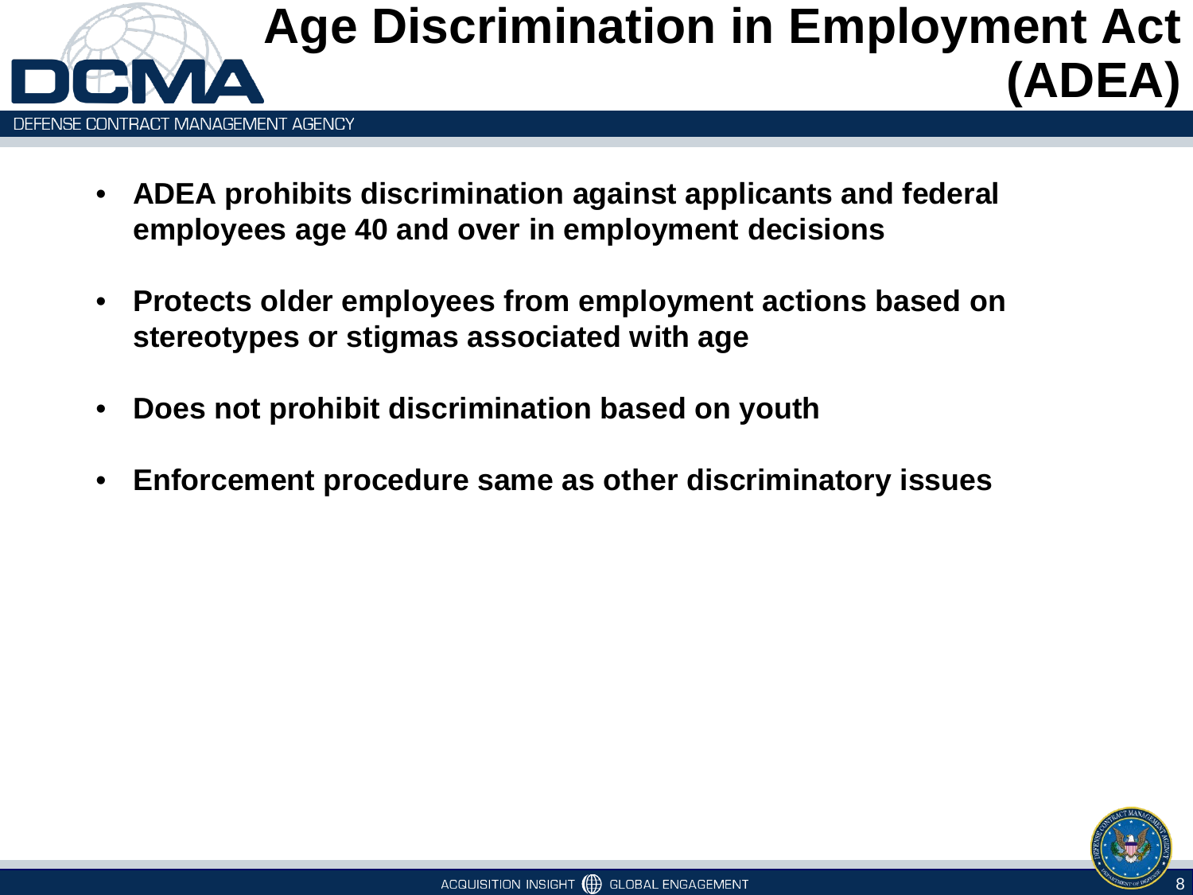# Age Discrimination in Employment Act (ADEA)

- **ADEA prohibits discrimination against applicants and federal employees age 40 and over in employment decisions**
- **Protects older employees from employment actions based on stereotypes or stigmas associated with age**
- **Does not prohibit discrimination based on youth**
- **Enforcement procedure same as other discriminatory issues**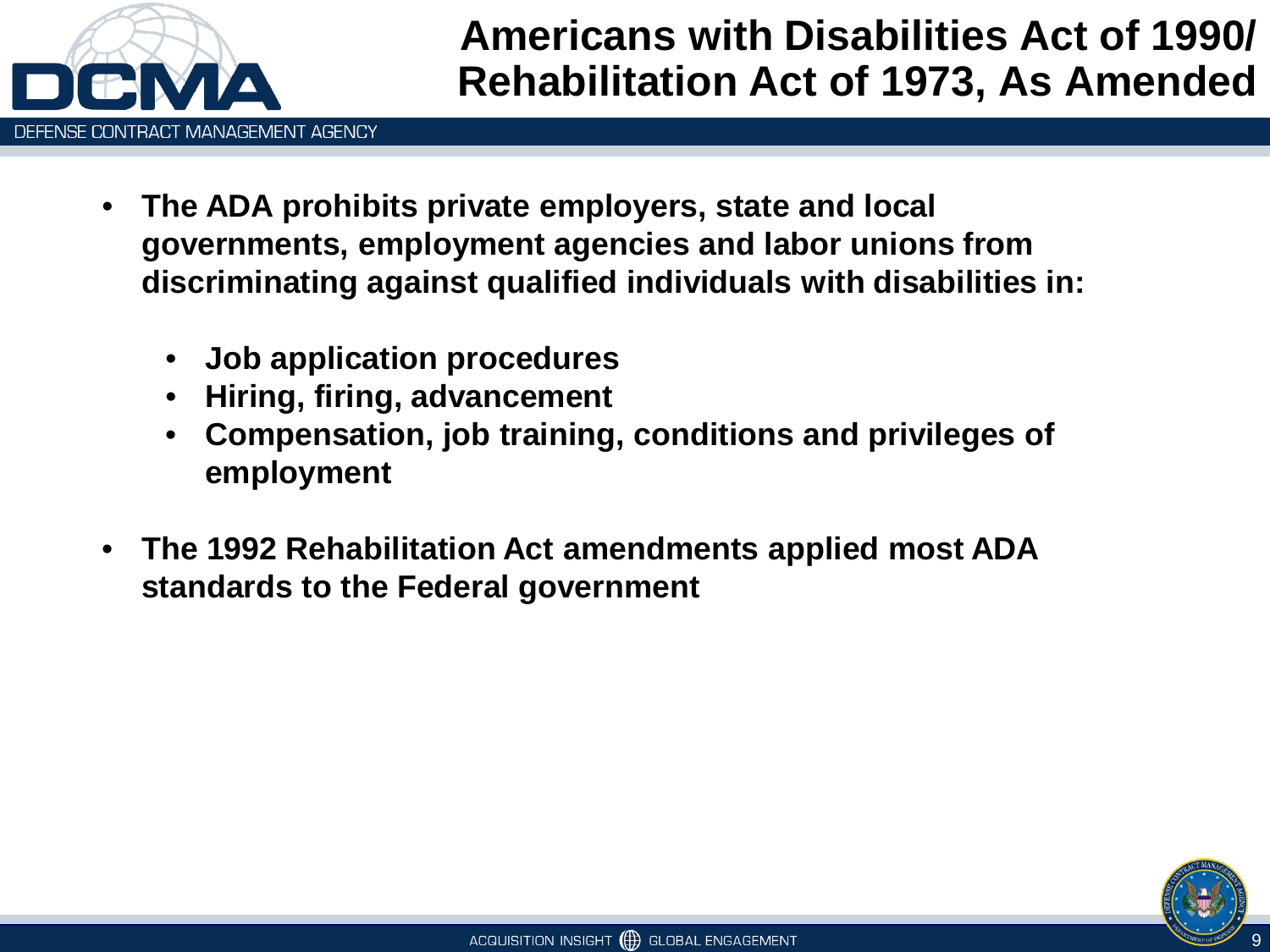# Americans with Disabilities Act of 1990/ Rehabilitation Act of 1973, As Amended

- **The ADA prohibits private employers, state and local governments, employment agencies and labor unions from discriminating against qualified individuals with disabilities in:**
  - **Job application procedures**
  - **Hiring, firing, advancement**
  - **Compensation, job training, conditions and privileges of employment**
- **The 1992 Rehabilitation Act amendments applied most ADA standards to the Federal government**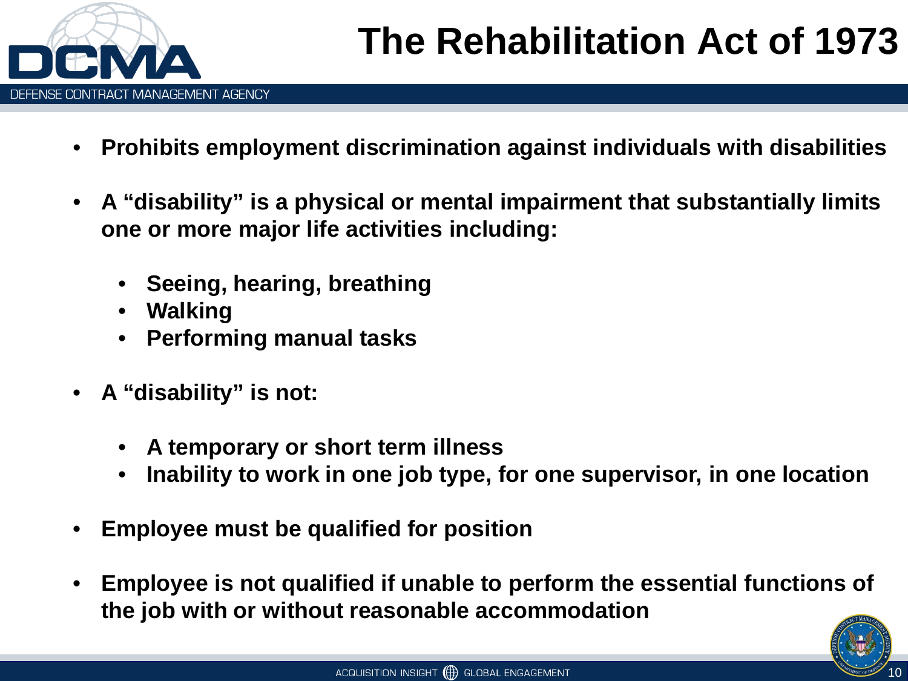# The Rehabilitation Act of 1973

- **Prohibits employment discrimination against individuals with disabilities**
- **A “disability” is a physical or mental impairment that substantially limits one or more major life activities including:**
  - **Seeing, hearing, breathing**
  - **Walking**
  - **Performing manual tasks**
- **A “disability” is not:**
  - **A temporary or short term illness**
  - **Inability to work in one job type, for one supervisor, in one location**
- **Employee must be qualified for position**
- **Employee is not qualified if unable to perform the essential functions of the job with or without reasonable accommodation**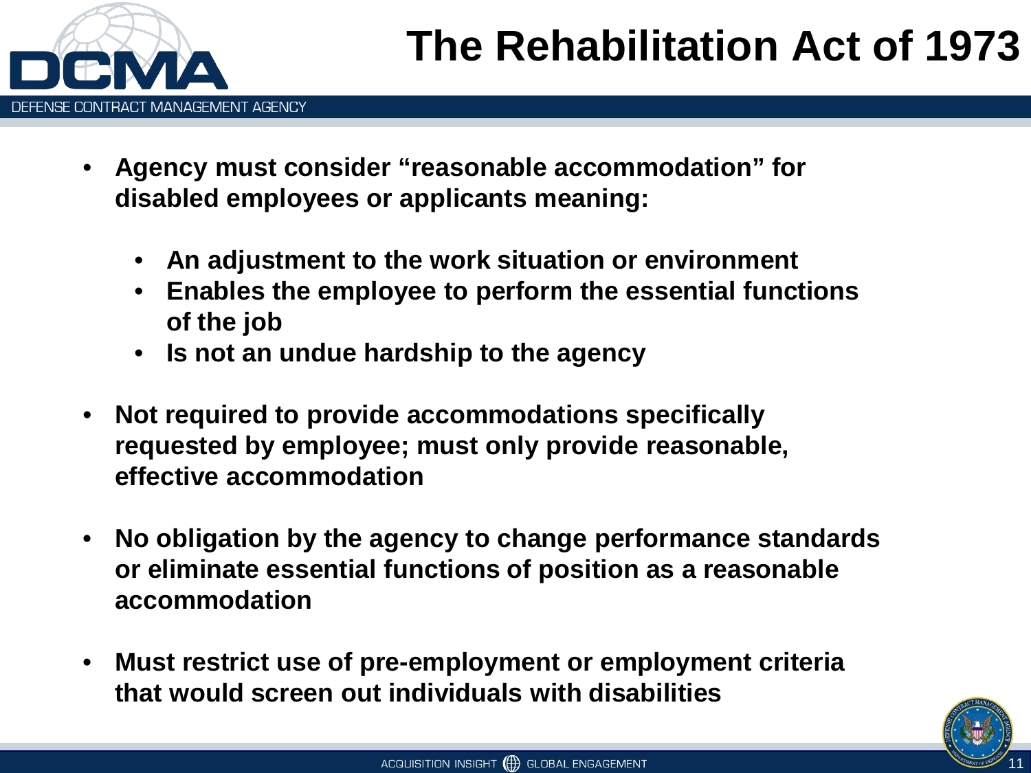# The Rehabilitation Act of 1973

- **Agency must consider "reasonable accommodation" for disabled employees or applicants meaning:**
  - **An adjustment to the work situation or environment**
  - **Enables the employee to perform the essential functions of the job**
  - **Is not an undue hardship to the agency**
- **Not required to provide accommodations specifically requested by employee; must only provide reasonable, effective accommodation**
- **No obligation by the agency to change performance standards or eliminate essential functions of position as a reasonable accommodation**
- **Must restrict use of pre-employment or employment criteria that would screen out individuals with disabilities**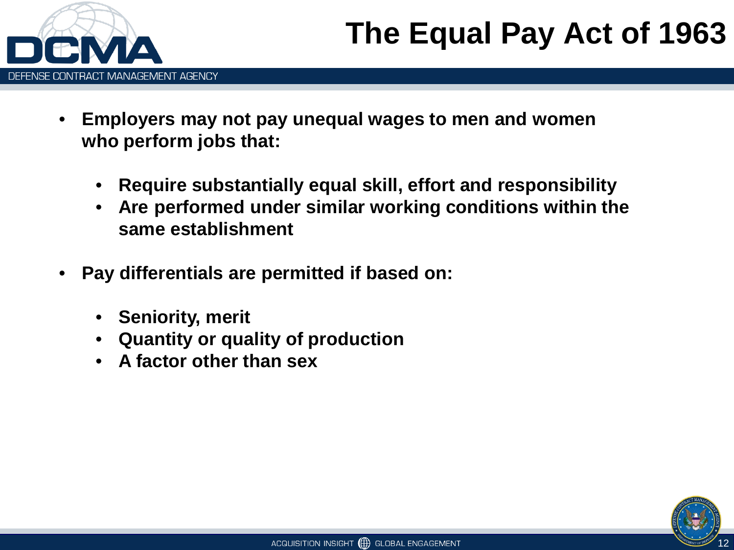# The Equal Pay Act of 1963

- **Employers may not pay unequal wages to men and women who perform jobs that:**
  - **Require substantially equal skill, effort and responsibility**
  - **Are performed under similar working conditions within the same establishment**
- **Pay differentials are permitted if based on:**
  - **Seniority, merit**
  - **Quantity or quality of production**
  - **A factor other than sex**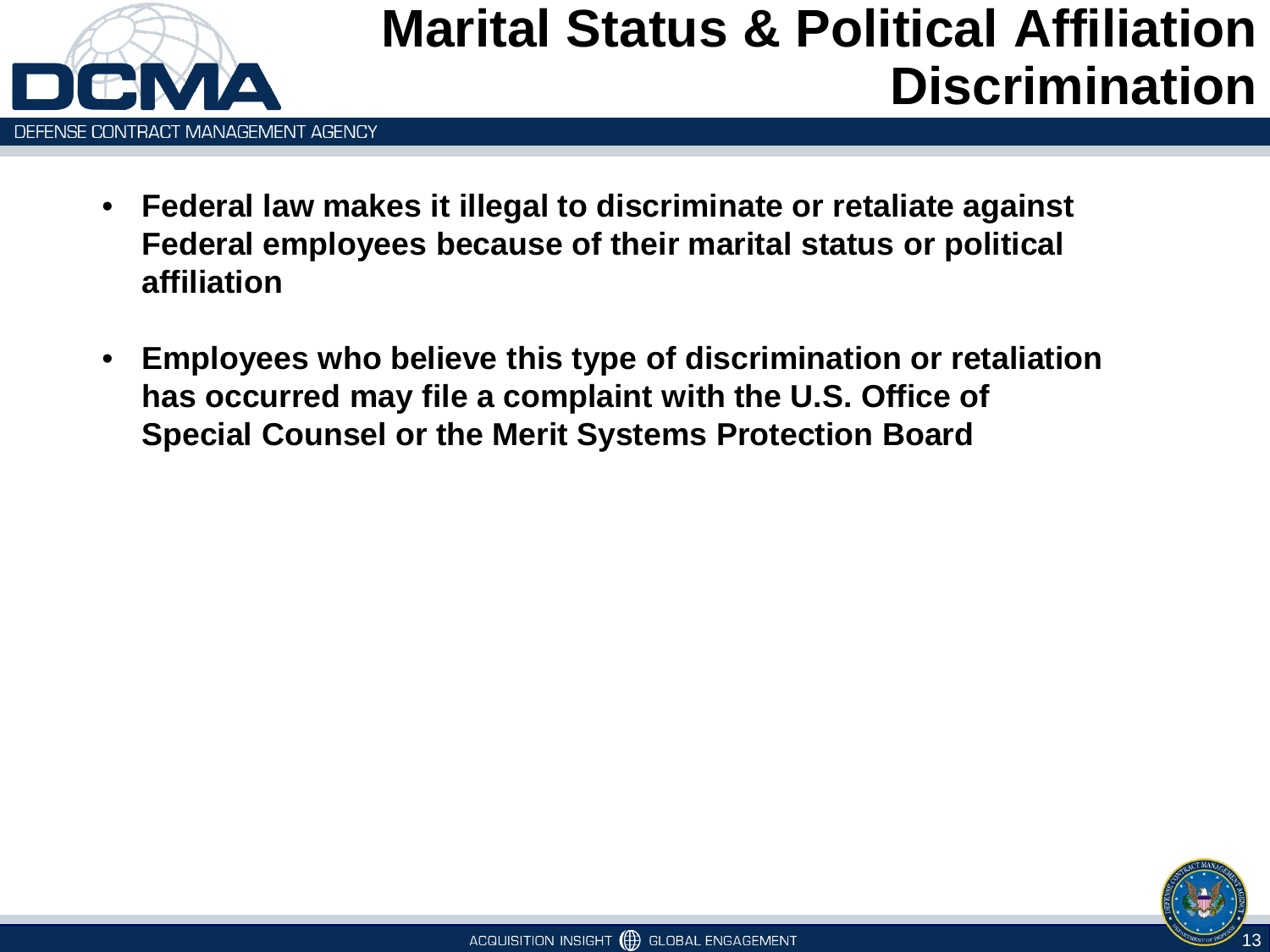# Marital Status & Political Affiliation Discrimination

- **Federal law makes it illegal to discriminate or retaliate against Federal employees because of their marital status or political affiliation**
- **Employees who believe this type of discrimination or retaliation has occurred may file a complaint with the U.S. Office of Special Counsel or the Merit Systems Protection Board**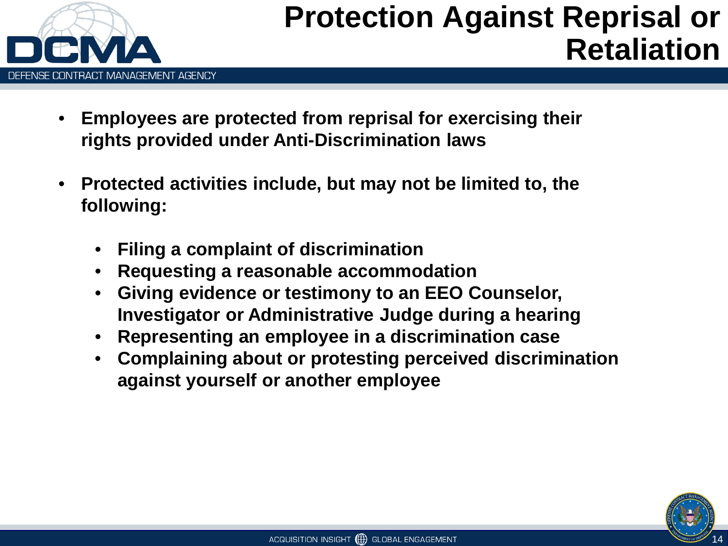# Protection Against Reprisal or Retaliation

- **Employees are protected from reprisal for exercising their rights provided under Anti-Discrimination laws**
- **Protected activities include, but may not be limited to, the following:**
  - **Filing a complaint of discrimination**
  - **Requesting a reasonable accommodation**
  - **Giving evidence or testimony to an EEO Counselor, Investigator or Administrative Judge during a hearing**
  - **Representing an employee in a discrimination case**
  - **Complaining about or protesting perceived discrimination against yourself or another employee**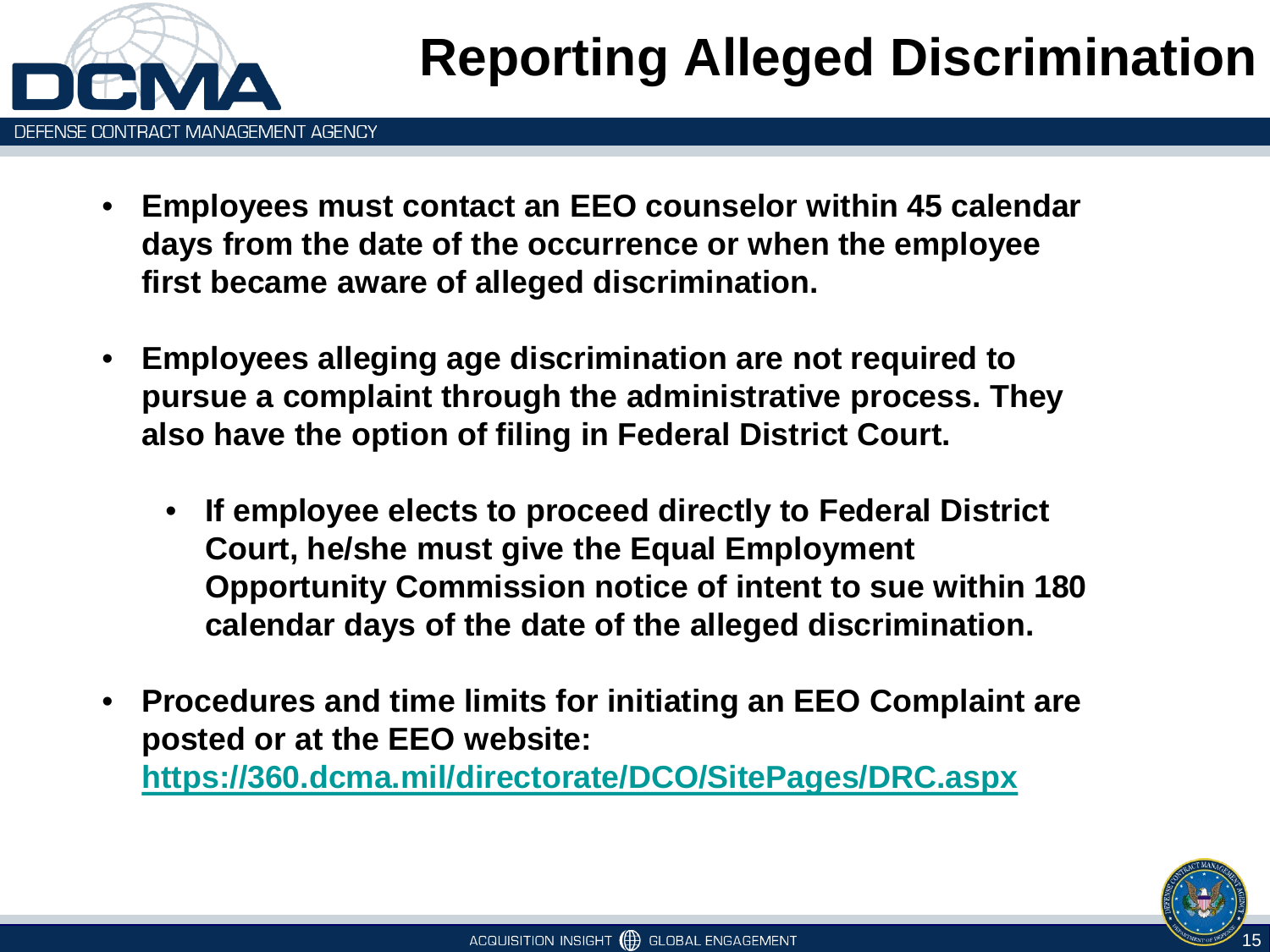# Reporting Alleged Discrimination

- **Employees must contact an EEO counselor within 45 calendar days from the date of the occurrence or when the employee first became aware of alleged discrimination.**
- **Employees alleging age discrimination are not required to pursue a complaint through the administrative process. They also have the option of filing in Federal District Court.**
  - **If employee elects to proceed directly to Federal District Court, he/she must give the Equal Employment Opportunity Commission notice of intent to sue within 180 calendar days of the date of the alleged discrimination.**
- **Procedures and time limits for initiating an EEO Complaint are posted or at the EEO website: https://360.dcma.mil/directorate/DCO/SitePages/DRC.aspx**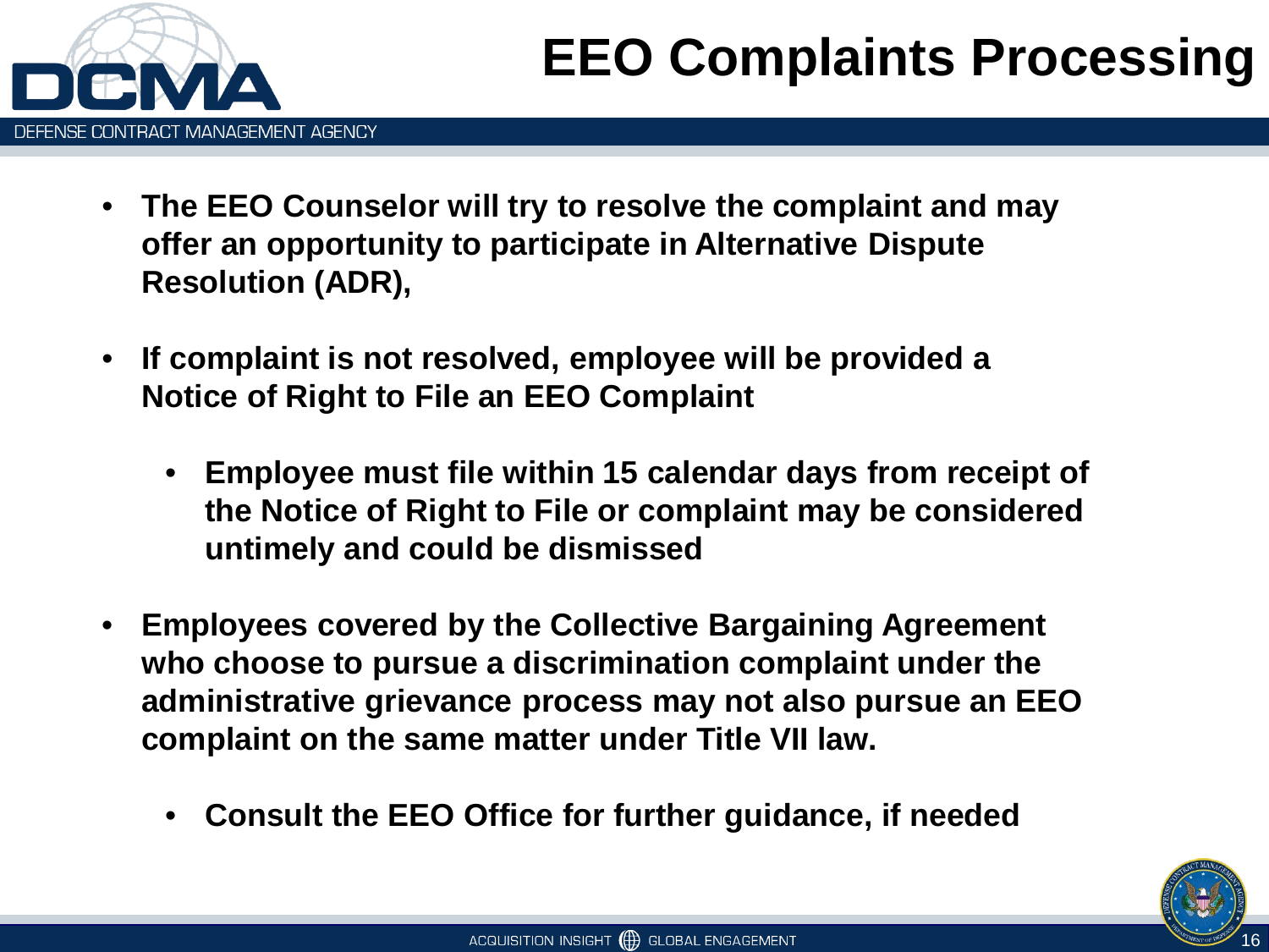# EEO Complaints Processing

- **The EEO Counselor will try to resolve the complaint and may offer an opportunity to participate in Alternative Dispute Resolution (ADR),**
- **If complaint is not resolved, employee will be provided a Notice of Right to File an EEO Complaint**
  - **Employee must file within 15 calendar days from receipt of the Notice of Right to File or complaint may be considered untimely and could be dismissed**
- **Employees covered by the Collective Bargaining Agreement who choose to pursue a discrimination complaint under the administrative grievance process may not also pursue an EEO complaint on the same matter under Title VII law.**
  - **Consult the EEO Office for further guidance, if needed**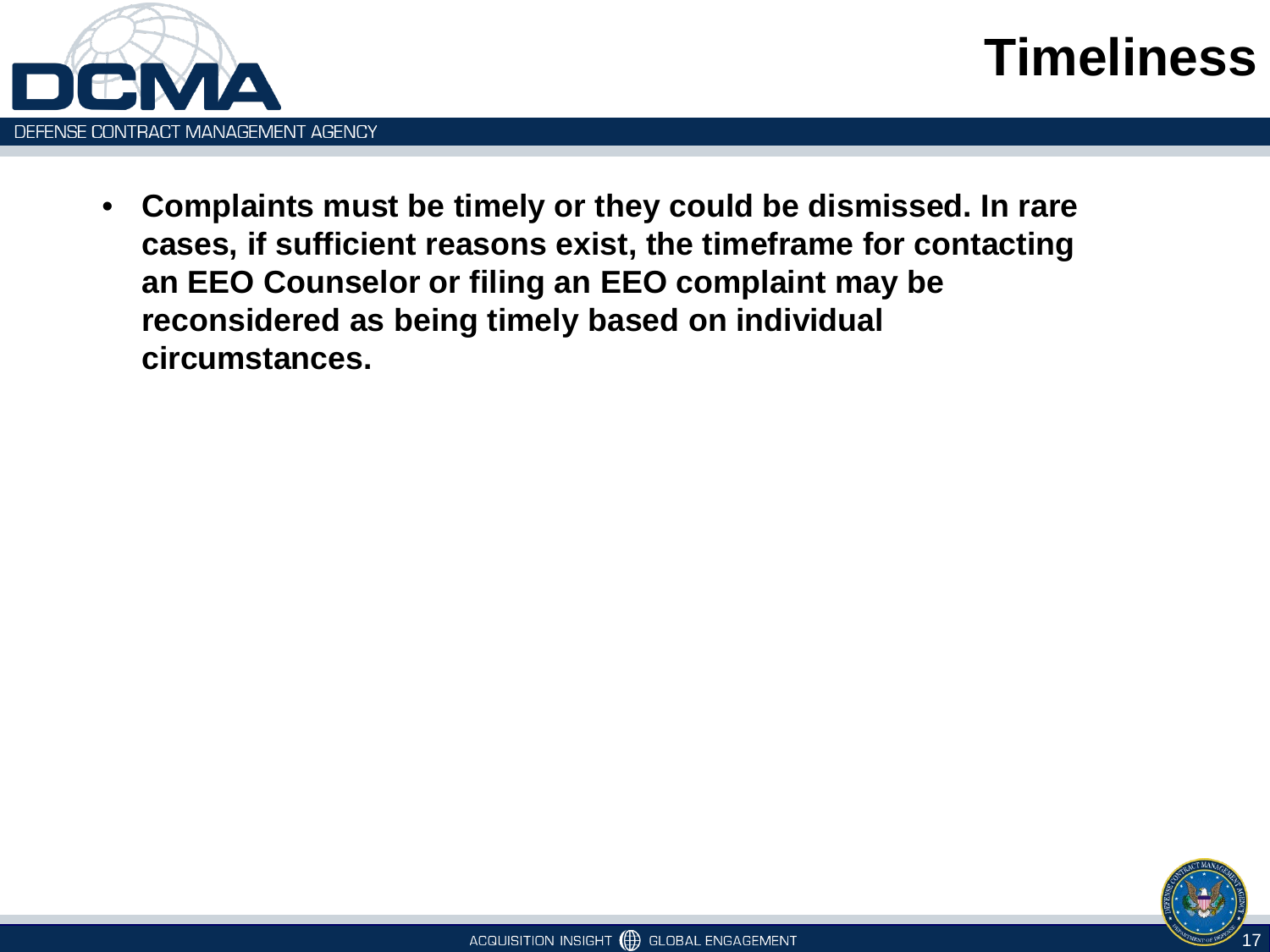# Timeliness

- **Complaints must be timely or they could be dismissed. In rare cases, if sufficient reasons exist, the timeframe for contacting an EEO Counselor or filing an EEO complaint may be reconsidered as being timely based on individual circumstances.**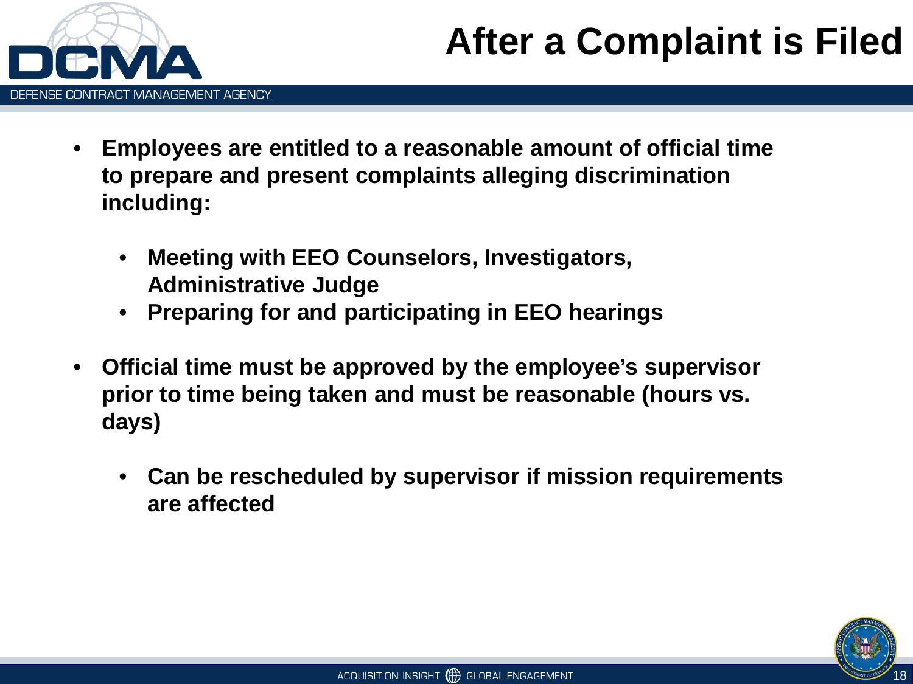# After a Complaint is Filed

- **Employees are entitled to a reasonable amount of official time to prepare and present complaints alleging discrimination including:**
  - **Meeting with EEO Counselors, Investigators, Administrative Judge**
  - **Preparing for and participating in EEO hearings**

- **Official time must be approved by the employee's supervisor prior to time being taken and must be reasonable (hours vs. days)**
  - **Can be rescheduled by supervisor if mission requirements are affected**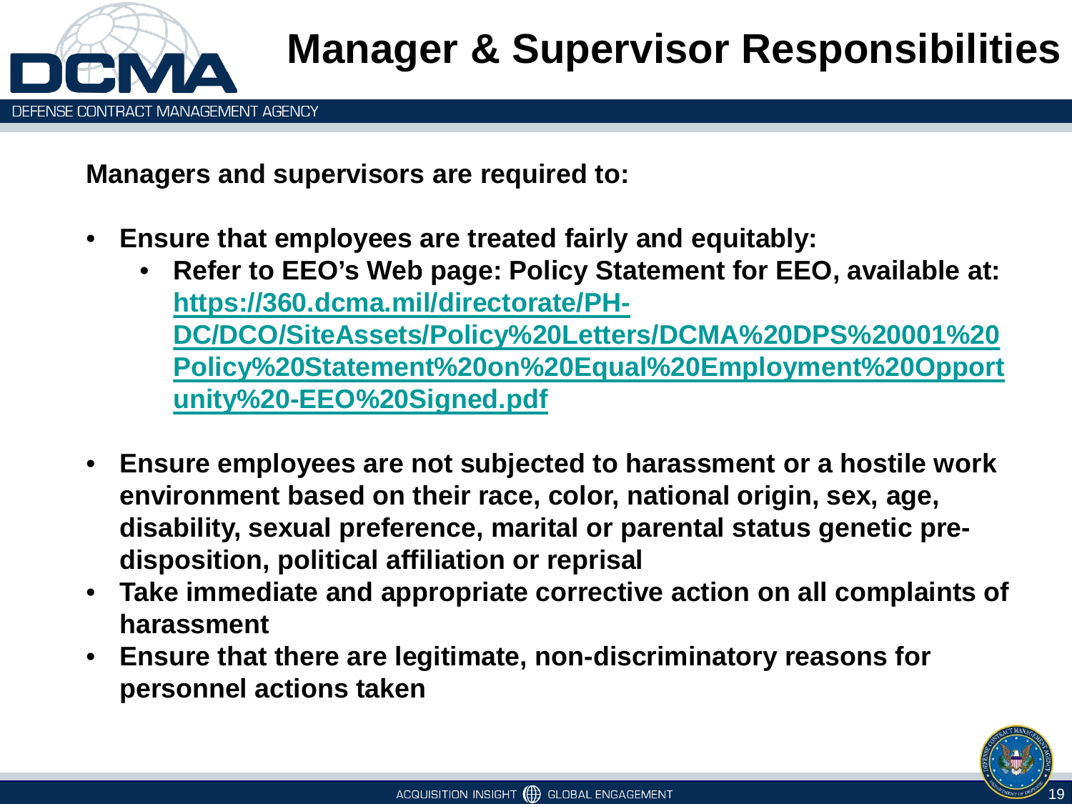# Manager & Supervisor Responsibilities

**Managers and supervisors are required to:**

- **Ensure that employees are treated fairly and equitably:**
  - **Refer to EEO's Web page: Policy Statement for EEO, available at: https://360.dcma.mil/directorate/PH-DC/DCO/SiteAssets/Policy%20Letters/DCMA%20DPS%20001%20Policy%20Statement%20on%20Equal%20Employment%20Opportunity%20-EEO%20Signed.pdf**
- **Ensure employees are not subjected to harassment or a hostile work environment based on their race, color, national origin, sex, age, disability, sexual preference, marital or parental status genetic pre-disposition, political affiliation or reprisal**
- **Take immediate and appropriate corrective action on all complaints of harassment**
- **Ensure that there are legitimate, non-discriminatory reasons for personnel actions taken**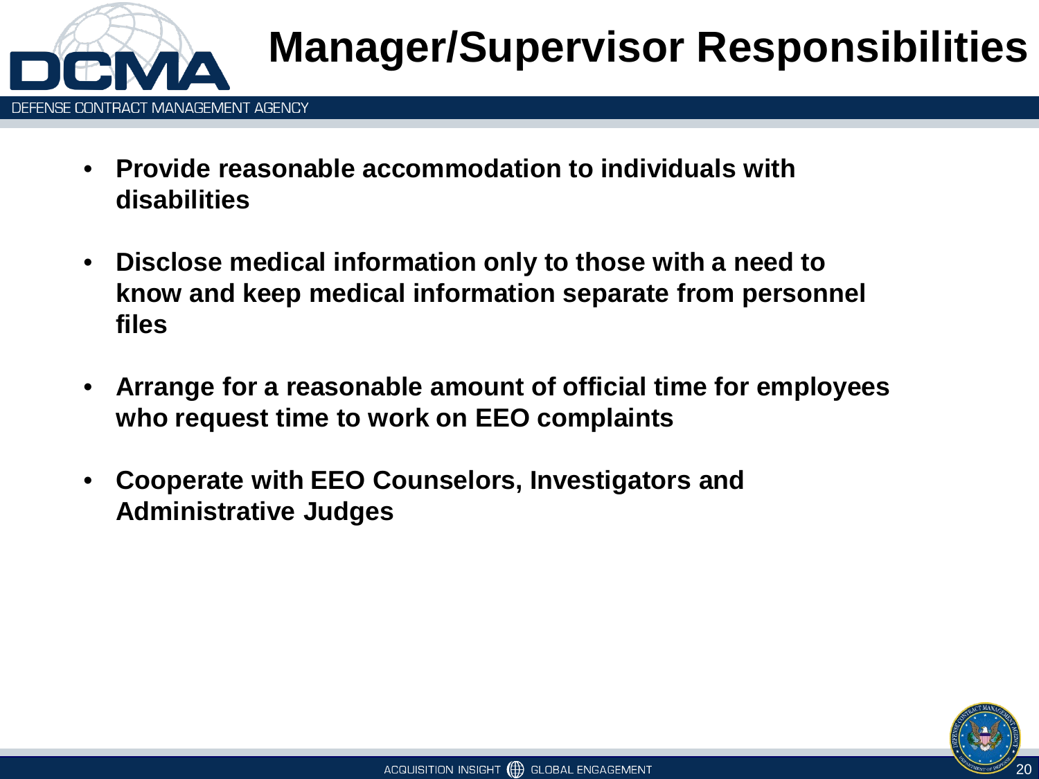# Manager/Supervisor Responsibilities

- **Provide reasonable accommodation to individuals with disabilities**
- **Disclose medical information only to those with a need to know and keep medical information separate from personnel files**
- **Arrange for a reasonable amount of official time for employees who request time to work on EEO complaints**
- **Cooperate with EEO Counselors, Investigators and Administrative Judges**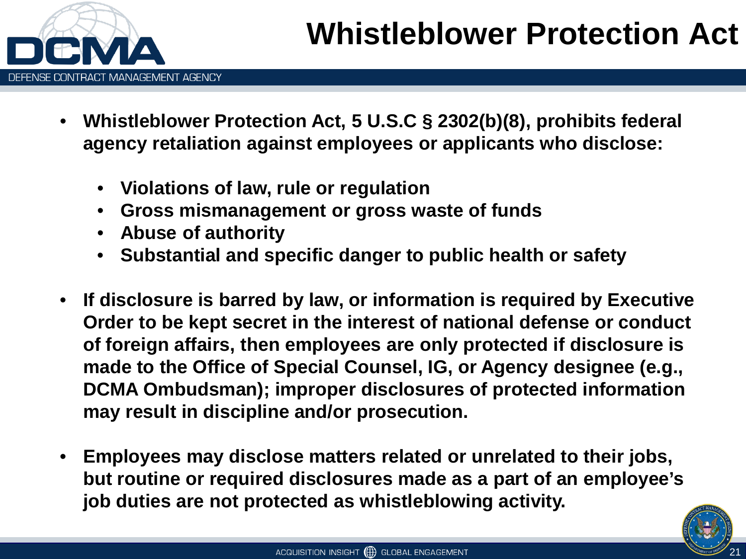# Whistleblower Protection Act

- **Whistleblower Protection Act, 5 U.S.C § 2302(b)(8), prohibits federal agency retaliation against employees or applicants who disclose:**
  - **Violations of law, rule or regulation**
  - **Gross mismanagement or gross waste of funds**
  - **Abuse of authority**
  - **Substantial and specific danger to public health or safety**

- **If disclosure is barred by law, or information is required by Executive Order to be kept secret in the interest of national defense or conduct of foreign affairs, then employees are only protected if disclosure is made to the Office of Special Counsel, IG, or Agency designee (e.g., DCMA Ombudsman); improper disclosures of protected information may result in discipline and/or prosecution.**

- **Employees may disclose matters related or unrelated to their jobs, but routine or required disclosures made as a part of an employee's job duties are not protected as whistleblowing activity.**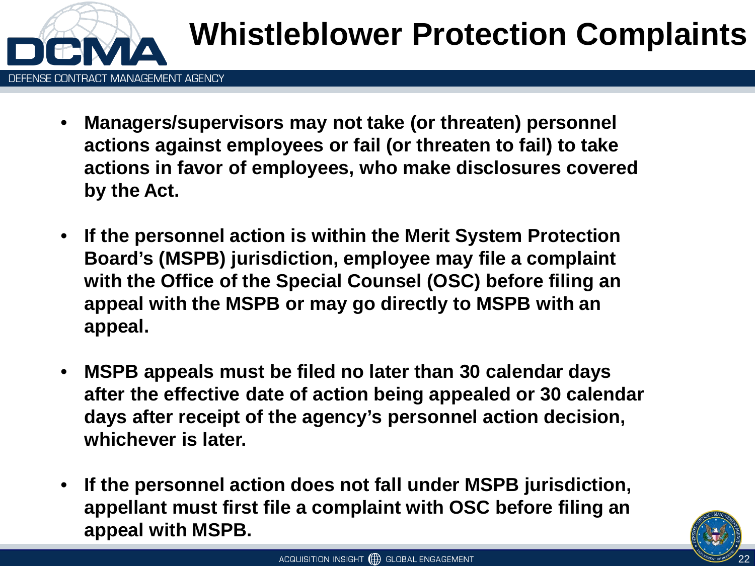# Whistleblower Protection Complaints

- **Managers/supervisors may not take (or threaten) personnel actions against employees or fail (or threaten to fail) to take actions in favor of employees, who make disclosures covered by the Act.**
- **If the personnel action is within the Merit System Protection Board's (MSPB) jurisdiction, employee may file a complaint with the Office of the Special Counsel (OSC) before filing an appeal with the MSPB or may go directly to MSPB with an appeal.**
- **MSPB appeals must be filed no later than 30 calendar days after the effective date of action being appealed or 30 calendar days after receipt of the agency's personnel action decision, whichever is later.**
- **If the personnel action does not fall under MSPB jurisdiction, appellant must first file a complaint with OSC before filing an appeal with MSPB.**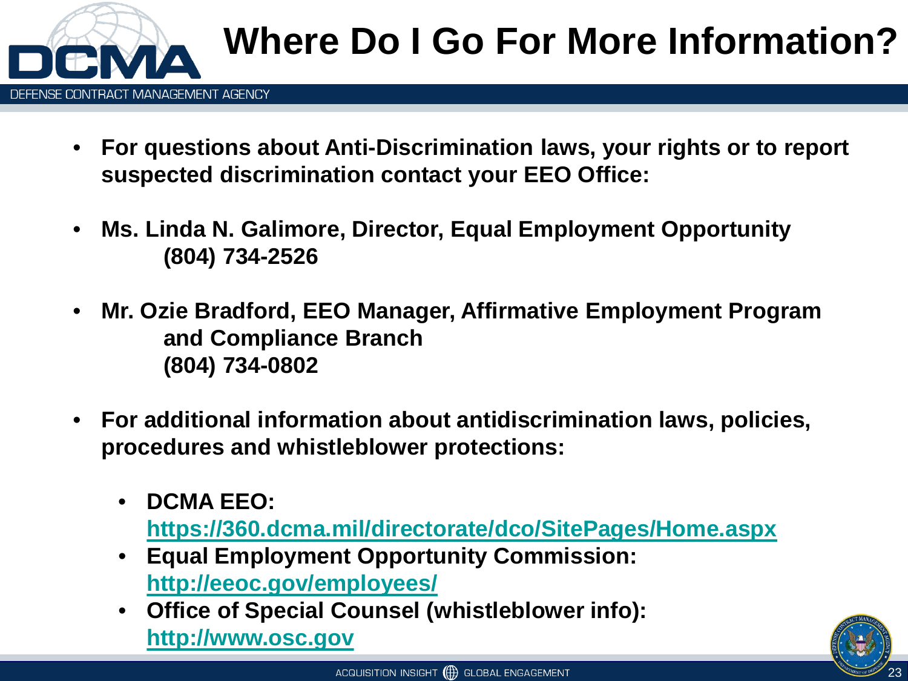# Where Do I Go For More Information?

- **For questions about Anti-Discrimination laws, your rights or to report suspected discrimination contact your EEO Office:**

- **Ms. Linda N. Galimore, Director, Equal Employment Opportunity**
  **(804) 734-2526**

- **Mr. Ozie Bradford, EEO Manager, Affirmative Employment Program and Compliance Branch**
  **(804) 734-0802**

- **For additional information about antidiscrimination laws, policies, procedures and whistleblower protections:**

  - **DCMA EEO:** **https://360.dcma.mil/directorate/dco/SitePages/Home.aspx**
  - **Equal Employment Opportunity Commission:** **http://eeoc.gov/employees/**
  - **Office of Special Counsel (whistleblower info):** **http://www.osc.gov**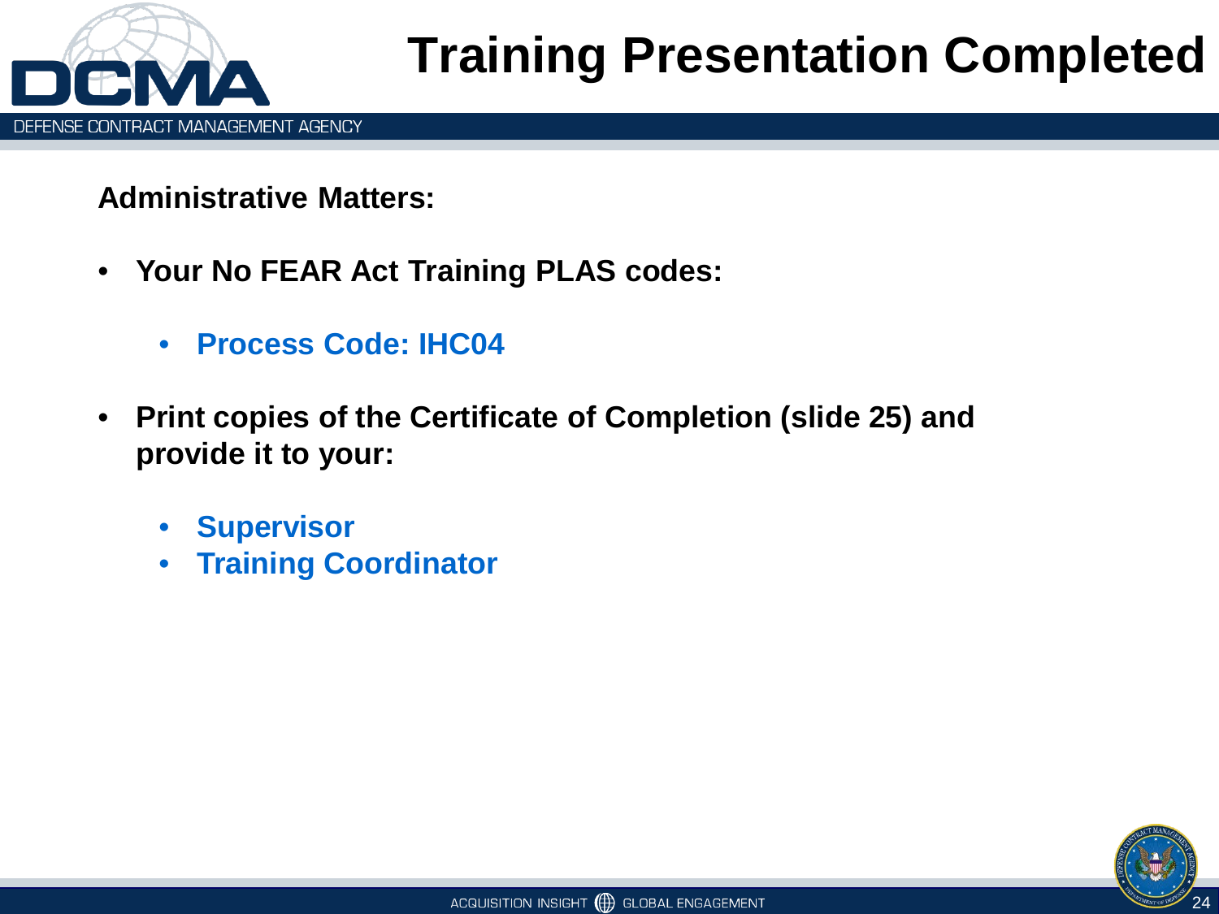# Training Presentation Completed

**Administrative Matters:**

- **Your No FEAR Act Training PLAS codes:**
  - **Process Code: IHC04**
- **Print copies of the Certificate of Completion (slide 25) and provide it to your:**
  - **Supervisor**
  - **Training Coordinator**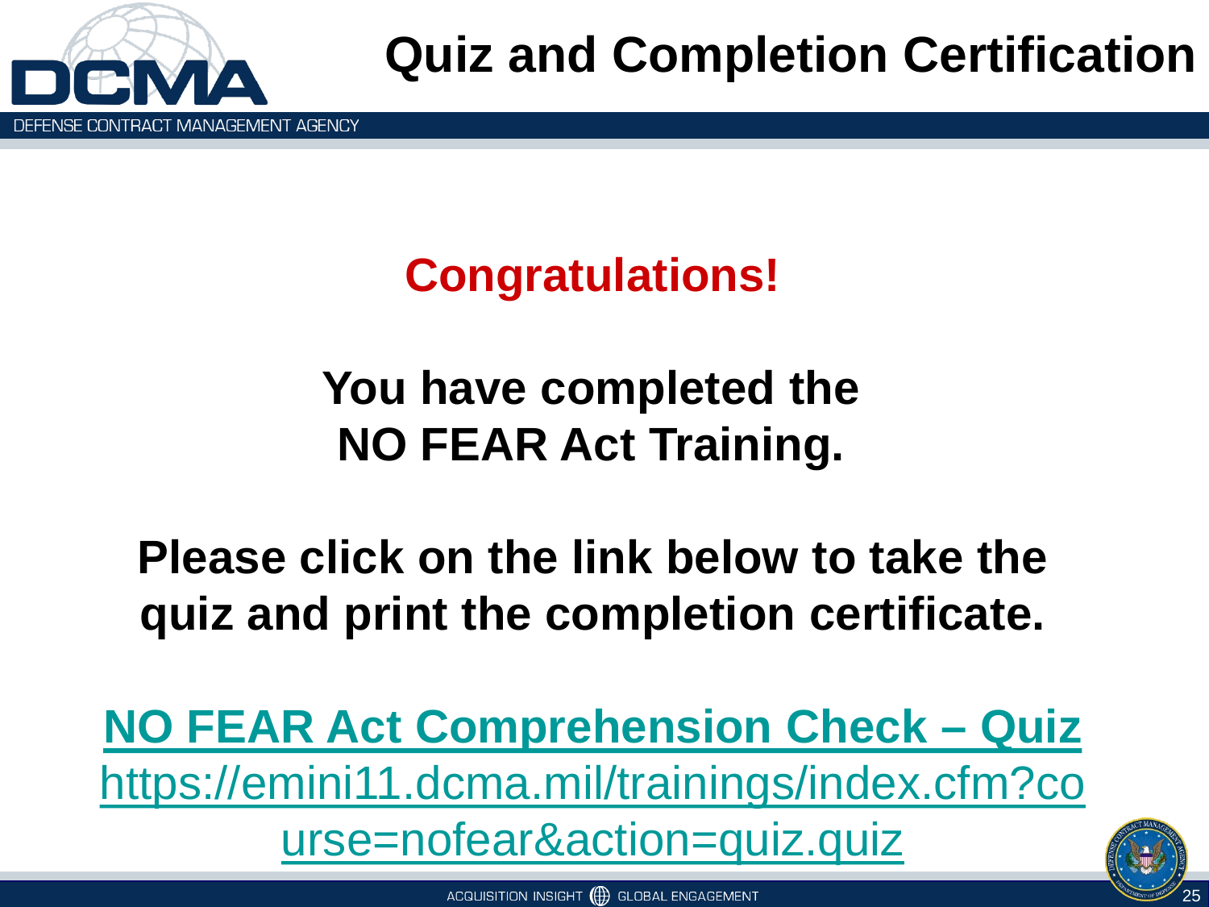# Quiz and Completion Certification

**Congratulations!**

**You have completed the NO FEAR Act Training.**

**Please click on the link below to take the quiz and print the completion certificate.**

**NO FEAR Act Comprehension Check – Quiz**

https://emini11.dcma.mil/trainings/index.cfm?course=nofear&action=quiz.quiz